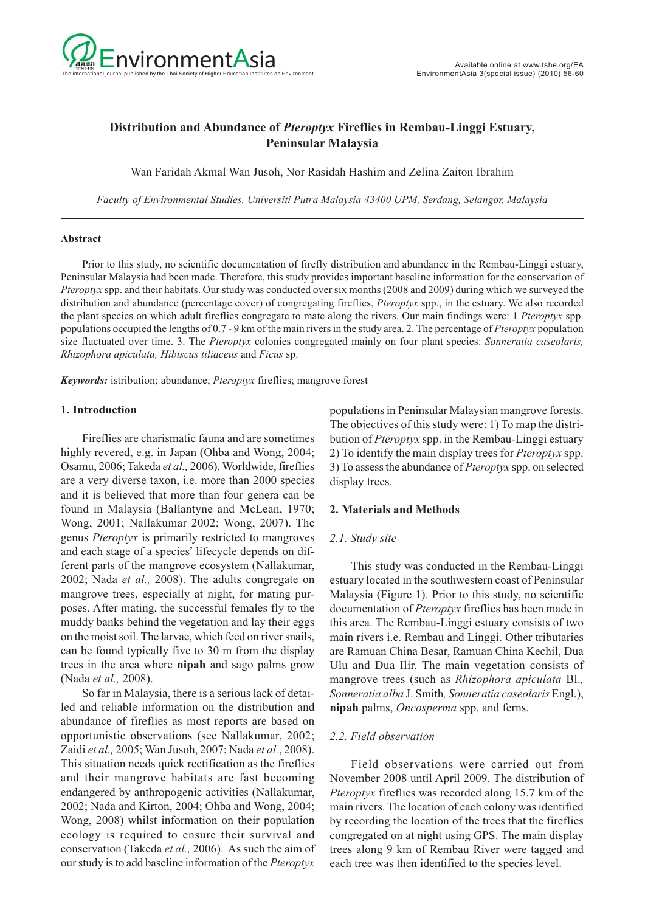# Distribution and Abundance of *Pteroptyx* Fireflies in Rembau-Linggi Estuary, Peninsular Malaysia

Wan Faridah Akmal Wan Jusoh, Nor Rasidah Hashim and Zelina Zaiton Ibrahim

*Faculty of Environmental Studies, Universiti Putra Malaysia 43400 UPM, Serdang, Selangor, Malaysia*

## Abstract

Prior to this study, no scientific documentation of firefly distribution and abundance in the Rembau-Linggi estuary, Peninsular Malaysia had been made. Therefore, this study provides important baseline information for the conservation of *Pteroptyx* spp. and their habitats. Our study was conducted over six months (2008 and 2009) during which we surveyed the distribution and abundance (percentage cover) of congregating fireflies, *Pteroptyx* spp., in the estuary. We also recorded the plant species on which adult fireflies congregate to mate along the rivers. Our main findings were: 1 *Pteroptyx* spp. populations occupied the lengths of 0.7 - 9 km of the main rivers in the study area. 2. The percentage of *Pteroptyx* population size fluctuated over time. 3. The *Pteroptyx* colonies congregated mainly on four plant species: *Sonneratia caseolaris, Rhizophora apiculata, Hibiscus tiliaceus* and *Ficus* sp.

***Keywords:*** istribution; abundance; *Pteroptyx* fireflies; mangrove forest

## 1. Introduction

Fireflies are charismatic fauna and are sometimes highly revered, e.g. in Japan (Ohba and Wong, 2004; Osamu, 2006; Takeda *et al.,* 2006). Worldwide, fireflies are a very diverse taxon, i.e. more than 2000 species and it is believed that more than four genera can be found in Malaysia (Ballantyne and McLean, 1970; Wong, 2001; Nallakumar 2002; Wong, 2007). The genus *Pteroptyx* is primarily restricted to mangroves and each stage of a species' lifecycle depends on different parts of the mangrove ecosystem (Nallakumar, 2002; Nada *et al.,* 2008). The adults congregate on mangrove trees, especially at night, for mating purposes. After mating, the successful females fly to the muddy banks behind the vegetation and lay their eggs on the moist soil. The larvae, which feed on river snails, can be found typically five to 30 m from the display trees in the area where **nipah** and sago palms grow (Nada *et al.,* 2008).

So far in Malaysia, there is a serious lack of detailed and reliable information on the distribution and abundance of fireflies as most reports are based on opportunistic observations (see Nallakumar, 2002; Zaidi *et al.,* 2005; Wan Jusoh, 2007; Nada *et al.*, 2008). This situation needs quick rectification as the fireflies and their mangrove habitats are fast becoming endangered by anthropogenic activities (Nallakumar, 2002; Nada and Kirton, 2004; Ohba and Wong, 2004; Wong, 2008) whilst information on their population ecology is required to ensure their survival and conservation (Takeda *et al.,* 2006). As such the aim of our study is to add baseline information of the *Pteroptyx* populations in Peninsular Malaysian mangrove forests. The objectives of this study were: 1) To map the distribution of *Pteroptyx* spp. in the Rembau-Linggi estuary 2) To identify the main display trees for *Pteroptyx* spp. 3) To assess the abundance of *Pteroptyx* spp. on selected display trees.

## 2. Materials and Methods

### *2.1. Study site*

This study was conducted in the Rembau-Linggi estuary located in the southwestern coast of Peninsular Malaysia (Figure 1). Prior to this study, no scientific documentation of *Pteroptyx* fireflies has been made in this area. The Rembau-Linggi estuary consists of two main rivers i.e. Rembau and Linggi. Other tributaries are Ramuan China Besar, Ramuan China Kechil, Dua Ulu and Dua Ilir. The main vegetation consists of mangrove trees (such as *Rhizophora apiculata* Bl.*, Sonneratia alba* J. Smith*, Sonneratia caseolaris* Engl.), **nipah** palms, *Oncosperma* spp. and ferns.

### *2.2. Field observation*

Field observations were carried out from November 2008 until April 2009. The distribution of *Pteroptyx* fireflies was recorded along 15.7 km of the main rivers. The location of each colony was identified by recording the location of the trees that the fireflies congregated on at night using GPS. The main display trees along 9 km of Rembau River were tagged and each tree was then identified to the species level.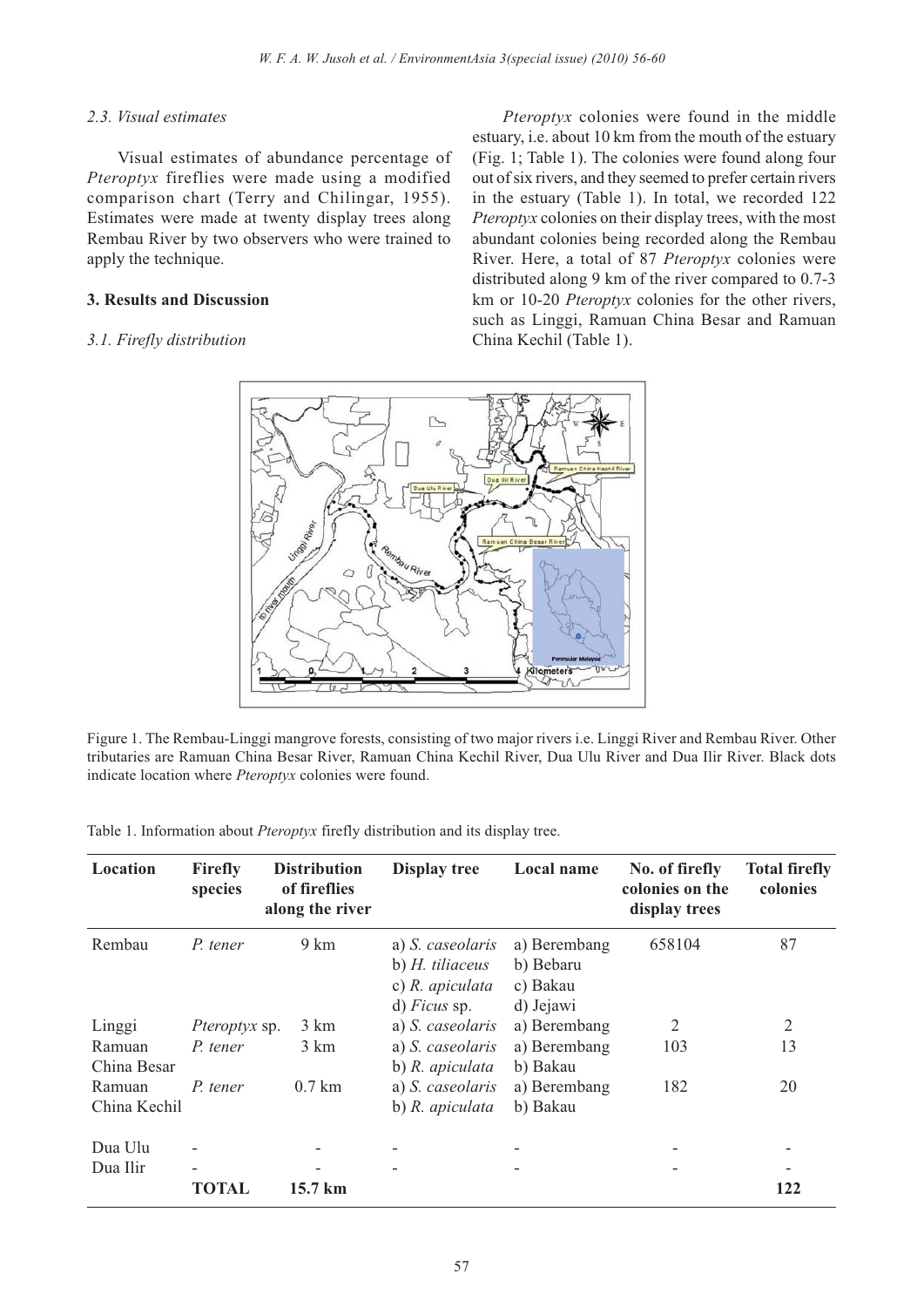### 2.3. Visual estimates

Visual estimates of abundance percentage of *Pteroptyx* fireflies were made using a modified comparison chart (Terry and Chilingar, 1955). Estimates were made at twenty display trees along Rembau River by two observers who were trained to apply the technique.

## 3. Results and Discussion

### 3.1. Firefly distribution

*Pteroptyx* colonies were found in the middle estuary, i.e. about 10 km from the mouth of the estuary (Fig. 1; Table 1). The colonies were found along four out of six rivers, and they seemed to prefer certain rivers in the estuary (Table 1). In total, we recorded 122 *Pteroptyx* colonies on their display trees, with the most abundant colonies being recorded along the Rembau River. Here, a total of 87 *Pteroptyx* colonies were distributed along 9 km of the river compared to 0.7-3 km or 10-20 *Pteroptyx* colonies for the other rivers, such as Linggi, Ramuan China Besar and Ramuan China Kechil (Table 1).

Figure 1. The Rembau-Linggi mangrove forests, consisting of two major rivers i.e. Linggi River and Rembau River. Other tributaries are Ramuan China Besar River, Ramuan China Kechil River, Dua Ulu River and Dua Ilir River. Black dots indicate location where *Pteroptyx* colonies were found.

Table 1. Information about *Pteroptyx* firefly distribution and its display tree.

| Location | Firefly species | Distribution of fireflies along the river | Display tree | Local name | No. of firefly colonies on the display trees | Total firefly colonies |
|---|---|---|---|---|---|---|
| Rembau | *P. tener* | 9 km | a) *S. caseolaris* b) *H. tiliaceus* c) *R. apiculata* d) *Ficus* sp. | a) Berembang b) Bebaru c) Bakau d) Jejawi | 658104 | 87 |
| Linggi | *Pteroptyx* sp. | 3 km | a) *S. caseolaris* | a) Berembang | 2 | 2 |
| Ramuan China Besar | *P. tener* | 3 km | a) *S. caseolaris* b) *R. apiculata* | a) Berembang b) Bakau | 103 | 13 |
| Ramuan China Kechil | *P. tener* | 0.7 km | a) *S. caseolaris* b) *R. apiculata* | a) Berembang b) Bakau | 182 | 20 |
| Dua Ulu | - | - | - | - | - | - |
| Dua Ilir | - | - | - | - | - | - |
| | **TOTAL** | **15.7 km** | | | | **122** |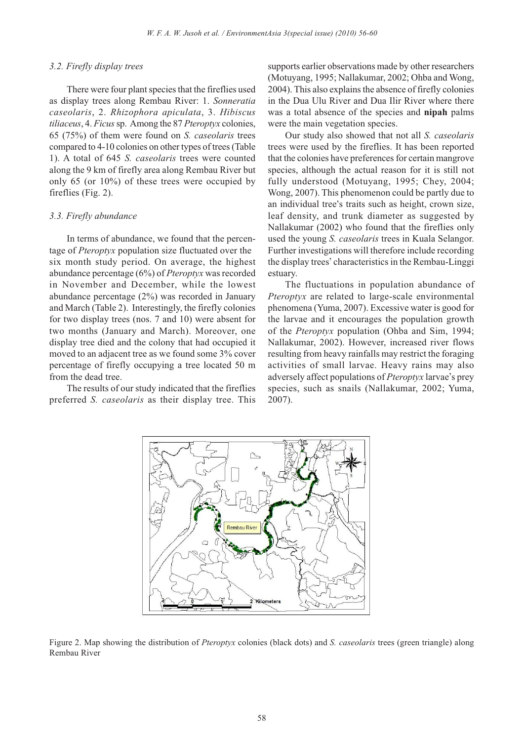### 3.2. Firefly display trees

There were four plant species that the fireflies used as display trees along Rembau River: 1. *Sonneratia caseolaris*, 2. *Rhizophora apiculata*, 3. *Hibiscus tiliaceus*, 4. *Ficus* sp. Among the 87 *Pteroptyx* colonies, 65 (75%) of them were found on *S. caseolaris* trees compared to 4-10 colonies on other types of trees (Table 1). A total of 645 *S. caseolaris* trees were counted along the 9 km of firefly area along Rembau River but only 65 (or 10%) of these trees were occupied by fireflies (Fig. 2).

### 3.3. Firefly abundance

In terms of abundance, we found that the percentage of *Pteroptyx* population size fluctuated over the six month study period. On average, the highest abundance percentage (6%) of *Pteroptyx* was recorded in November and December, while the lowest abundance percentage (2%) was recorded in January and March (Table 2). Interestingly, the firefly colonies for two display trees (nos. 7 and 10) were absent for two months (January and March). Moreover, one display tree died and the colony that had occupied it moved to an adjacent tree as we found some 3% cover percentage of firefly occupying a tree located 50 m from the dead tree.

The results of our study indicated that the fireflies preferred *S. caseolaris* as their display tree. This supports earlier observations made by other researchers (Motuyang, 1995; Nallakumar, 2002; Ohba and Wong, 2004). This also explains the absence of firefly colonies in the Dua Ulu River and Dua Ilir River where there was a total absence of the species and **nipah** palms were the main vegetation species.

Our study also showed that not all *S. caseolaris* trees were used by the fireflies. It has been reported that the colonies have preferences for certain mangrove species, although the actual reason for it is still not fully understood (Motuyang, 1995; Chey, 2004; Wong, 2007). This phenomenon could be partly due to an individual tree's traits such as height, crown size, leaf density, and trunk diameter as suggested by Nallakumar (2002) who found that the fireflies only used the young *S. caseolaris* trees in Kuala Selangor. Further investigations will therefore include recording the display trees' characteristics in the Rembau-Linggi estuary.

The fluctuations in population abundance of *Pteroptyx* are related to large-scale environmental phenomena (Yuma, 2007). Excessive water is good for the larvae and it encourages the population growth of the *Pteroptyx* population (Ohba and Sim, 1994; Nallakumar, 2002). However, increased river flows resulting from heavy rainfalls may restrict the foraging activities of small larvae. Heavy rains may also adversely affect populations of *Pteroptyx* larvae's prey species, such as snails (Nallakumar, 2002; Yuma, 2007).

Rembau River

0 1 2 Kilometers

Figure 2. Map showing the distribution of *Pteroptyx* colonies (black dots) and *S. caseolaris* trees (green triangle) along Rembau River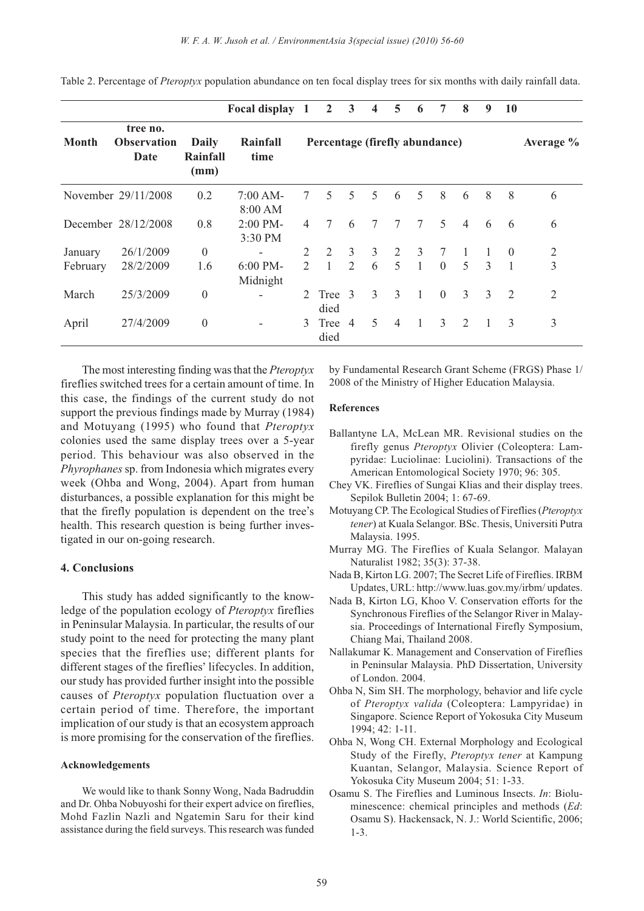Table 2. Percentage of *Pteroptyx* population abundance on ten focal display trees for six months with daily rainfall data.

| | | | Focal display | 1 | 2 | 3 | 4 | 5 | 6 | 7 | 8 | 9 | 10 | |
|---|---|---|---|---|---|---|---|---|---|---|---|---|---|---|
| Month | tree no. Observation Date | Daily Rainfall (mm) | Rainfall time | Percentage (firefly abundance) | | | | | | | | | | Average % |
| November | 29/11/2008 | 0.2 | 7:00 AM-8:00 AM | 7 | 5 | 5 | 5 | 6 | 5 | 8 | 6 | 8 | 8 | 6 |
| December | 28/12/2008 | 0.8 | 2:00 PM-3:30 PM | 4 | 7 | 6 | 7 | 7 | 7 | 5 | 4 | 6 | 6 | 6 |
| January | 26/1/2009 | 0 | - | 2 | 2 | 3 | 3 | 2 | 3 | 7 | 1 | 1 | 0 | 2 |
| February | 28/2/2009 | 1.6 | 6:00 PM-Midnight | 2 | 1 | 2 | 6 | 5 | 1 | 0 | 5 | 3 | 1 | 3 |
| March | 25/3/2009 | 0 | - | 2 | Tree died | 3 | 3 | 3 | 1 | 0 | 3 | 3 | 2 | 2 |
| April | 27/4/2009 | 0 | - | 3 | Tree died | 4 | 5 | 4 | 1 | 3 | 2 | 1 | 3 | 3 |

The most interesting finding was that the *Pteroptyx* fireflies switched trees for a certain amount of time. In this case, the findings of the current study do not support the previous findings made by Murray (1984) and Motuyang (1995) who found that *Pteroptyx* colonies used the same display trees over a 5-year period. This behaviour was also observed in the *Phyrophanes* sp. from Indonesia which migrates every week (Ohba and Wong, 2004). Apart from human disturbances, a possible explanation for this might be that the firefly population is dependent on the tree's health. This research question is being further investigated in our on-going research.

## 4. Conclusions

This study has added significantly to the knowledge of the population ecology of *Pteroptyx* fireflies in Peninsular Malaysia. In particular, the results of our study point to the need for protecting the many plant species that the fireflies use; different plants for different stages of the fireflies' lifecycles. In addition, our study has provided further insight into the possible causes of *Pteroptyx* population fluctuation over a certain period of time. Therefore, the important implication of our study is that an ecosystem approach is more promising for the conservation of the fireflies.

### Acknowledgements

We would like to thank Sonny Wong, Nada Badruddin and Dr. Ohba Nobuyoshi for their expert advice on fireflies, Mohd Fazlin Nazli and Ngatemin Saru for their kind assistance during the field surveys. This research was funded by Fundamental Research Grant Scheme (FRGS) Phase 1/2008 of the Ministry of Higher Education Malaysia.

### References

Ballantyne LA, McLean MR. Revisional studies on the firefly genus *Pteroptyx* Olivier (Coleoptera: Lampyridae: Luciolinae: Luciolini). Transactions of the American Entomological Society 1970; 96: 305.

Chey VK. Fireflies of Sungai Klias and their display trees. Sepilok Bulletin 2004; 1: 67-69.

Motuyang CP. The Ecological Studies of Fireflies (*Pteroptyx tener*) at Kuala Selangor. BSc. Thesis, Universiti Putra Malaysia. 1995.

Murray MG. The Fireflies of Kuala Selangor. Malayan Naturalist 1982; 35(3): 37-38.

Nada B, Kirton LG. 2007; The Secret Life of Fireflies. IRBM Updates, URL: http://www.luas.gov.my/irbm/ updates.

Nada B, Kirton LG, Khoo V. Conservation efforts for the Synchronous Fireflies of the Selangor River in Malaysia. Proceedings of International Firefly Symposium, Chiang Mai, Thailand 2008.

Nallakumar K. Management and Conservation of Fireflies in Peninsular Malaysia. PhD Dissertation, University of London. 2004.

Ohba N, Sim SH. The morphology, behavior and life cycle of *Pteroptyx valida* (Coleoptera: Lampyridae) in Singapore. Science Report of Yokosuka City Museum 1994; 42: 1-11.

Ohba N, Wong CH. External Morphology and Ecological Study of the Firefly, *Pteroptyx tener* at Kampung Kuantan, Selangor, Malaysia. Science Report of Yokosuka City Museum 2004; 51: 1-33.

Osamu S. The Fireflies and Luminous Insects. *In*: Bioluminescence: chemical principles and methods (*Ed*: Osamu S). Hackensack, N. J.: World Scientific, 2006; 1-3.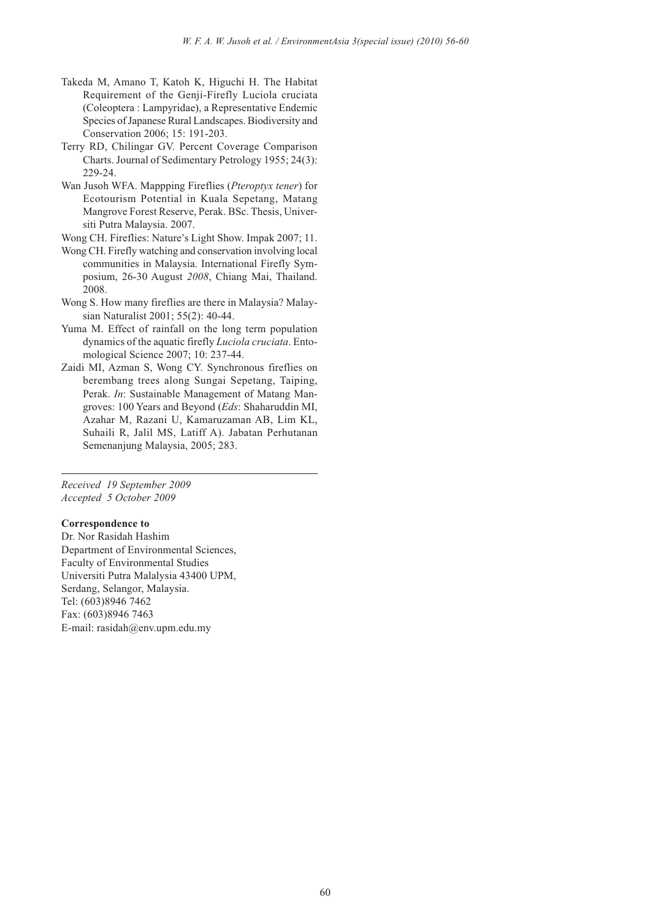Takeda M, Amano T, Katoh K, Higuchi H. The Habitat Requirement of the Genji-Firefly Luciola cruciata (Coleoptera : Lampyridae), a Representative Endemic Species of Japanese Rural Landscapes. Biodiversity and Conservation 2006; 15: 191-203.

Terry RD, Chilingar GV. Percent Coverage Comparison Charts. Journal of Sedimentary Petrology 1955; 24(3): 229-24.

Wan Jusoh WFA. Mappping Fireflies (*Pteroptyx tener*) for Ecotourism Potential in Kuala Sepetang, Matang Mangrove Forest Reserve, Perak. BSc. Thesis, Universiti Putra Malaysia. 2007.

Wong CH. Fireflies: Nature's Light Show. Impak 2007; 11.

Wong CH. Firefly watching and conservation involving local communities in Malaysia. International Firefly Symposium, 26-30 August *2008*, Chiang Mai, Thailand. 2008.

Wong S. How many fireflies are there in Malaysia? Malaysian Naturalist 2001; 55(2): 40-44.

Yuma M. Effect of rainfall on the long term population dynamics of the aquatic firefly *Luciola cruciata*. Entomological Science 2007; 10: 237-44.

Zaidi MI, Azman S, Wong CY. Synchronous fireflies on berembang trees along Sungai Sepetang, Taiping, Perak. *In*: Sustainable Management of Matang Mangroves: 100 Years and Beyond (*Eds*: Shaharuddin MI, Azahar M, Razani U, Kamaruzaman AB, Lim KL, Suhaili R, Jalil MS, Latiff A). Jabatan Perhutanan Semenanjung Malaysia, 2005; 283.

---

*Received 19 September 2009*
*Accepted 5 October 2009*

**Correspondence to**

Dr. Nor Rasidah Hashim
Department of Environmental Sciences,
Faculty of Environmental Studies
Universiti Putra Malalysia 43400 UPM,
Serdang, Selangor, Malaysia.
Tel: (603)8946 7462
Fax: (603)8946 7463
E-mail: rasidah@env.upm.edu.my